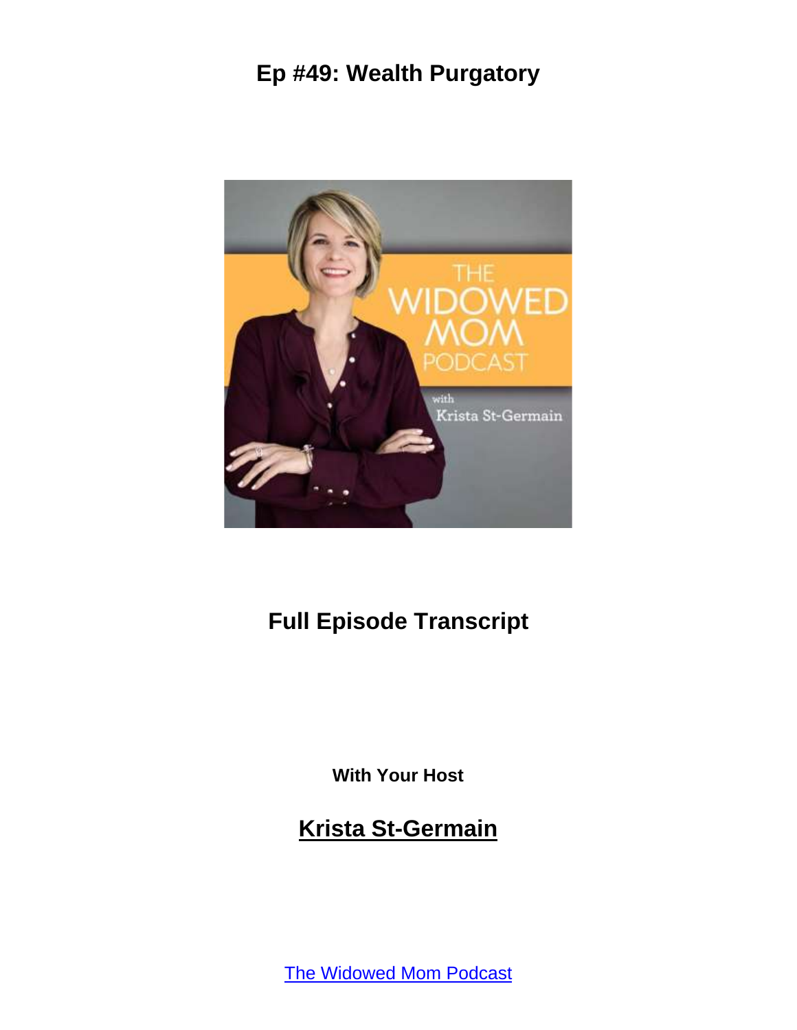# Ep #49: Wealth Purgatory

## Full Episode Transcript

**With Your Host**

## Krista St-Germain

The Widowed Mom Podcast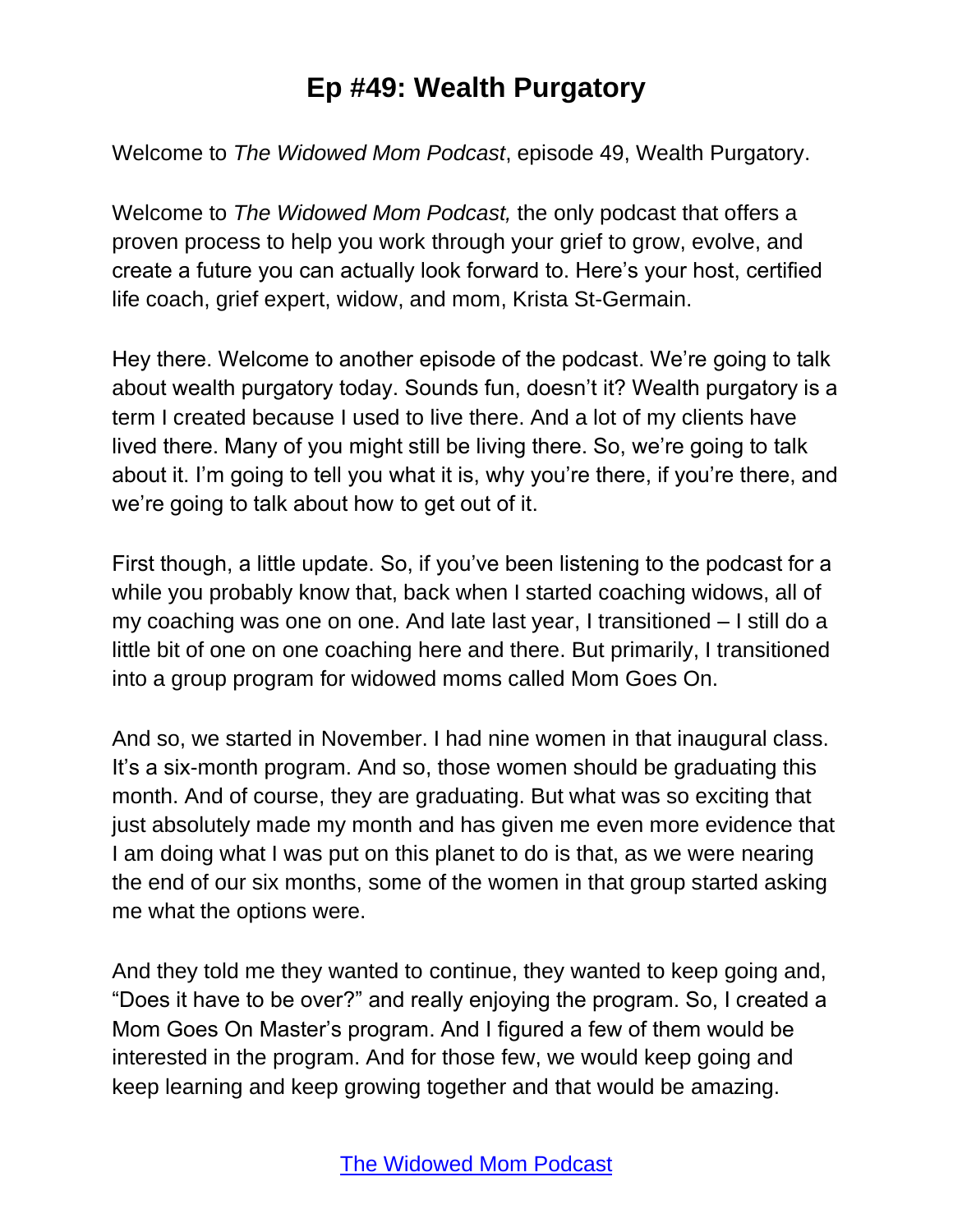# Ep #49: Wealth Purgatory

Welcome to *The Widowed Mom Podcast*, episode 49, Wealth Purgatory.

Welcome to *The Widowed Mom Podcast,* the only podcast that offers a proven process to help you work through your grief to grow, evolve, and create a future you can actually look forward to. Here's your host, certified life coach, grief expert, widow, and mom, Krista St-Germain.

Hey there. Welcome to another episode of the podcast. We're going to talk about wealth purgatory today. Sounds fun, doesn't it? Wealth purgatory is a term I created because I used to live there. And a lot of my clients have lived there. Many of you might still be living there. So, we're going to talk about it. I'm going to tell you what it is, why you're there, if you're there, and we're going to talk about how to get out of it.

First though, a little update. So, if you've been listening to the podcast for a while you probably know that, back when I started coaching widows, all of my coaching was one on one. And late last year, I transitioned – I still do a little bit of one on one coaching here and there. But primarily, I transitioned into a group program for widowed moms called Mom Goes On.

And so, we started in November. I had nine women in that inaugural class. It's a six-month program. And so, those women should be graduating this month. And of course, they are graduating. But what was so exciting that just absolutely made my month and has given me even more evidence that I am doing what I was put on this planet to do is that, as we were nearing the end of our six months, some of the women in that group started asking me what the options were.

And they told me they wanted to continue, they wanted to keep going and, "Does it have to be over?" and really enjoying the program. So, I created a Mom Goes On Master's program. And I figured a few of them would be interested in the program. And for those few, we would keep going and keep learning and keep growing together and that would be amazing.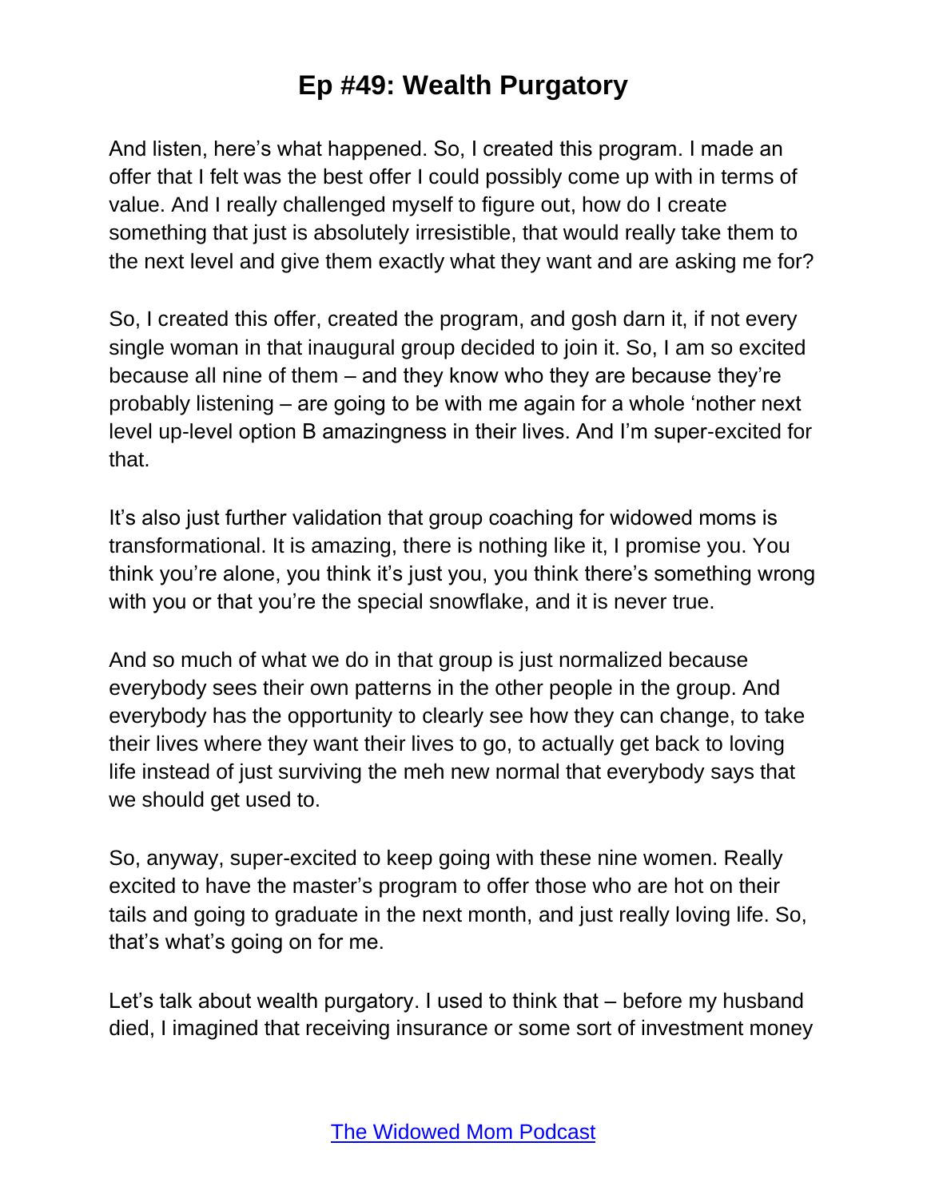And listen, here's what happened. So, I created this program. I made an offer that I felt was the best offer I could possibly come up with in terms of value. And I really challenged myself to figure out, how do I create something that just is absolutely irresistible, that would really take them to the next level and give them exactly what they want and are asking me for?

So, I created this offer, created the program, and gosh darn it, if not every single woman in that inaugural group decided to join it. So, I am so excited because all nine of them – and they know who they are because they're probably listening – are going to be with me again for a whole 'nother next level up-level option B amazingness in their lives. And I'm super-excited for that.

It's also just further validation that group coaching for widowed moms is transformational. It is amazing, there is nothing like it, I promise you. You think you're alone, you think it's just you, you think there's something wrong with you or that you're the special snowflake, and it is never true.

And so much of what we do in that group is just normalized because everybody sees their own patterns in the other people in the group. And everybody has the opportunity to clearly see how they can change, to take their lives where they want their lives to go, to actually get back to loving life instead of just surviving the meh new normal that everybody says that we should get used to.

So, anyway, super-excited to keep going with these nine women. Really excited to have the master's program to offer those who are hot on their tails and going to graduate in the next month, and just really loving life. So, that's what's going on for me.

Let's talk about wealth purgatory. I used to think that – before my husband died, I imagined that receiving insurance or some sort of investment money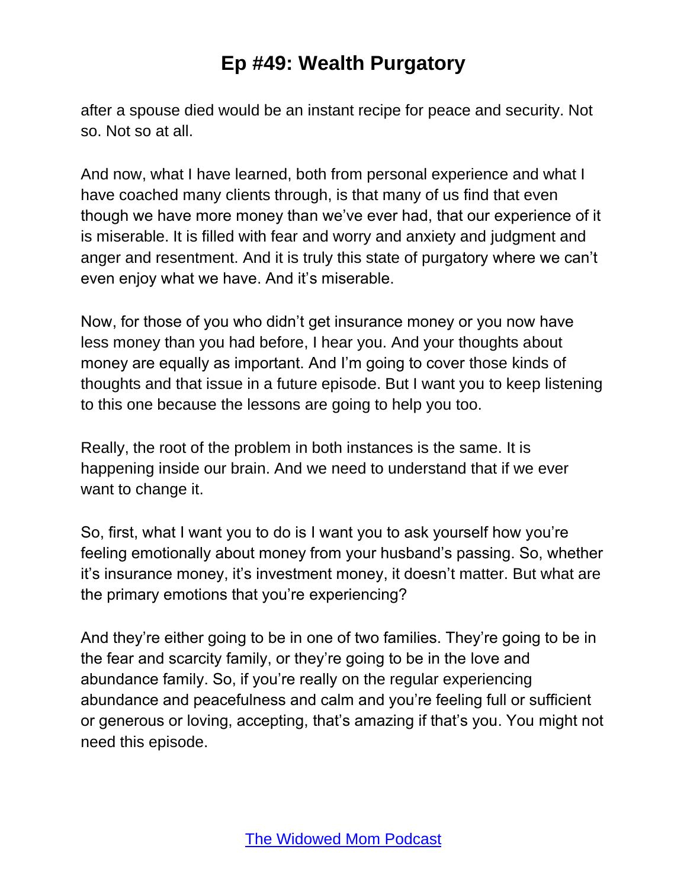after a spouse died would be an instant recipe for peace and security. Not so. Not so at all.

And now, what I have learned, both from personal experience and what I have coached many clients through, is that many of us find that even though we have more money than we've ever had, that our experience of it is miserable. It is filled with fear and worry and anxiety and judgment and anger and resentment. And it is truly this state of purgatory where we can't even enjoy what we have. And it's miserable.

Now, for those of you who didn't get insurance money or you now have less money than you had before, I hear you. And your thoughts about money are equally as important. And I'm going to cover those kinds of thoughts and that issue in a future episode. But I want you to keep listening to this one because the lessons are going to help you too.

Really, the root of the problem in both instances is the same. It is happening inside our brain. And we need to understand that if we ever want to change it.

So, first, what I want you to do is I want you to ask yourself how you're feeling emotionally about money from your husband's passing. So, whether it's insurance money, it's investment money, it doesn't matter. But what are the primary emotions that you're experiencing?

And they're either going to be in one of two families. They're going to be in the fear and scarcity family, or they're going to be in the love and abundance family. So, if you're really on the regular experiencing abundance and peacefulness and calm and you're feeling full or sufficient or generous or loving, accepting, that's amazing if that's you. You might not need this episode.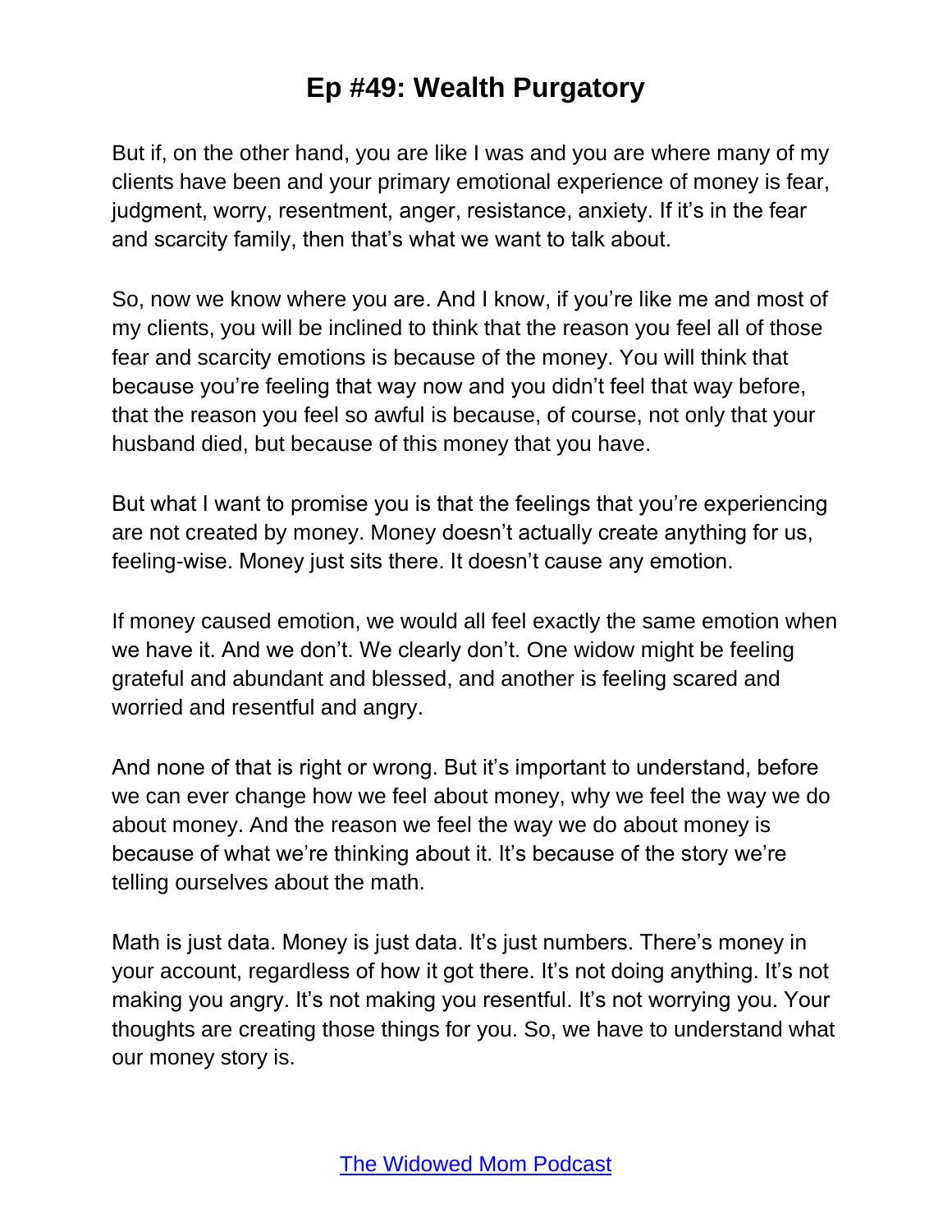But if, on the other hand, you are like I was and you are where many of my clients have been and your primary emotional experience of money is fear, judgment, worry, resentment, anger, resistance, anxiety. If it's in the fear and scarcity family, then that's what we want to talk about.

So, now we know where you are. And I know, if you're like me and most of my clients, you will be inclined to think that the reason you feel all of those fear and scarcity emotions is because of the money. You will think that because you're feeling that way now and you didn't feel that way before, that the reason you feel so awful is because, of course, not only that your husband died, but because of this money that you have.

But what I want to promise you is that the feelings that you're experiencing are not created by money. Money doesn't actually create anything for us, feeling-wise. Money just sits there. It doesn't cause any emotion.

If money caused emotion, we would all feel exactly the same emotion when we have it. And we don't. We clearly don't. One widow might be feeling grateful and abundant and blessed, and another is feeling scared and worried and resentful and angry.

And none of that is right or wrong. But it's important to understand, before we can ever change how we feel about money, why we feel the way we do about money. And the reason we feel the way we do about money is because of what we're thinking about it. It's because of the story we're telling ourselves about the math.

Math is just data. Money is just data. It's just numbers. There's money in your account, regardless of how it got there. It's not doing anything. It's not making you angry. It's not making you resentful. It's not worrying you. Your thoughts are creating those things for you. So, we have to understand what our money story is.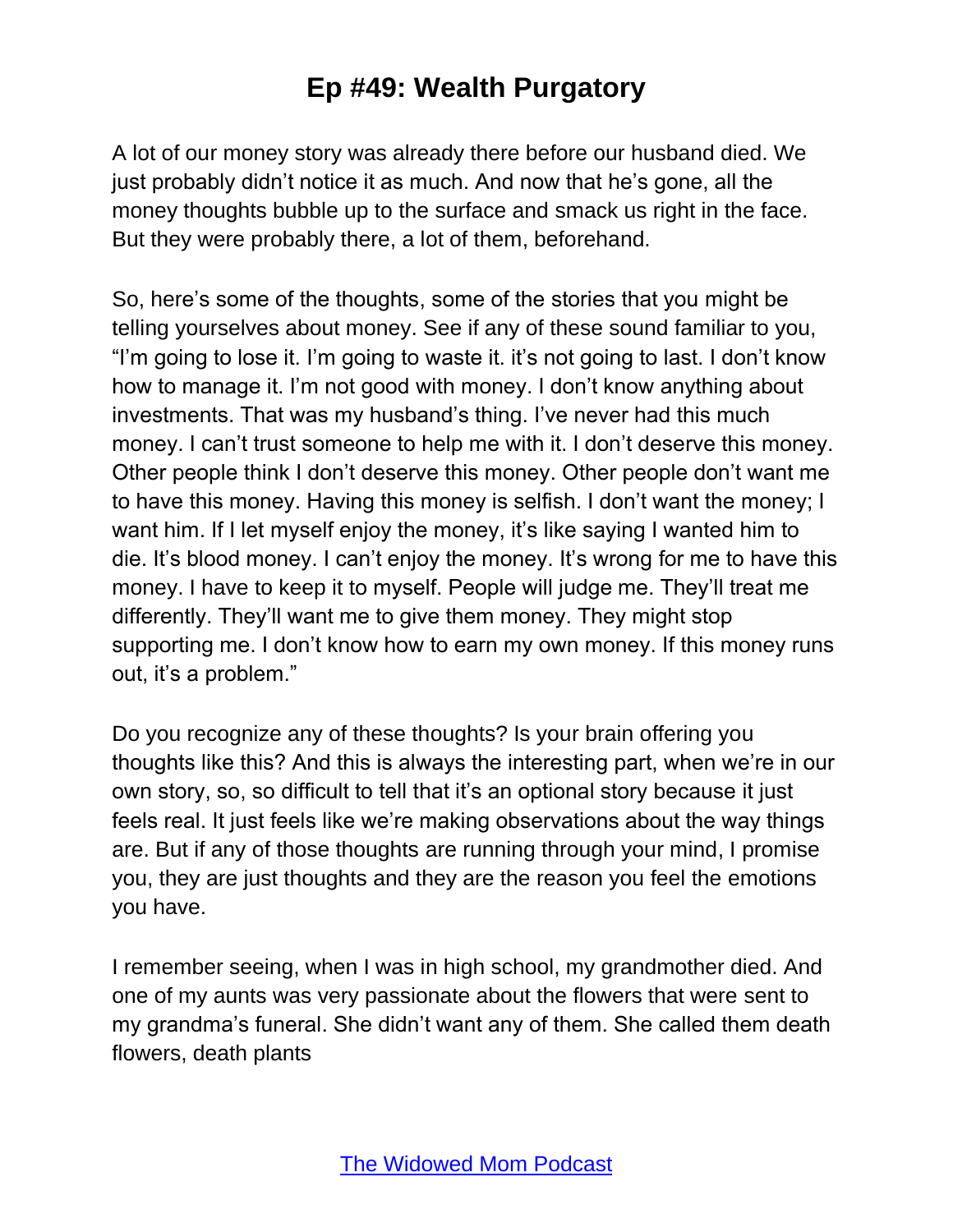A lot of our money story was already there before our husband died. We just probably didn't notice it as much. And now that he's gone, all the money thoughts bubble up to the surface and smack us right in the face. But they were probably there, a lot of them, beforehand.

So, here's some of the thoughts, some of the stories that you might be telling yourselves about money. See if any of these sound familiar to you, "I'm going to lose it. I'm going to waste it. it's not going to last. I don't know how to manage it. I'm not good with money. I don't know anything about investments. That was my husband's thing. I've never had this much money. I can't trust someone to help me with it. I don't deserve this money. Other people think I don't deserve this money. Other people don't want me to have this money. Having this money is selfish. I don't want the money; I want him. If I let myself enjoy the money, it's like saying I wanted him to die. It's blood money. I can't enjoy the money. It's wrong for me to have this money. I have to keep it to myself. People will judge me. They'll treat me differently. They'll want me to give them money. They might stop supporting me. I don't know how to earn my own money. If this money runs out, it's a problem."

Do you recognize any of these thoughts? Is your brain offering you thoughts like this? And this is always the interesting part, when we're in our own story, so, so difficult to tell that it's an optional story because it just feels real. It just feels like we're making observations about the way things are. But if any of those thoughts are running through your mind, I promise you, they are just thoughts and they are the reason you feel the emotions you have.

I remember seeing, when I was in high school, my grandmother died. And one of my aunts was very passionate about the flowers that were sent to my grandma's funeral. She didn't want any of them. She called them death flowers, death plants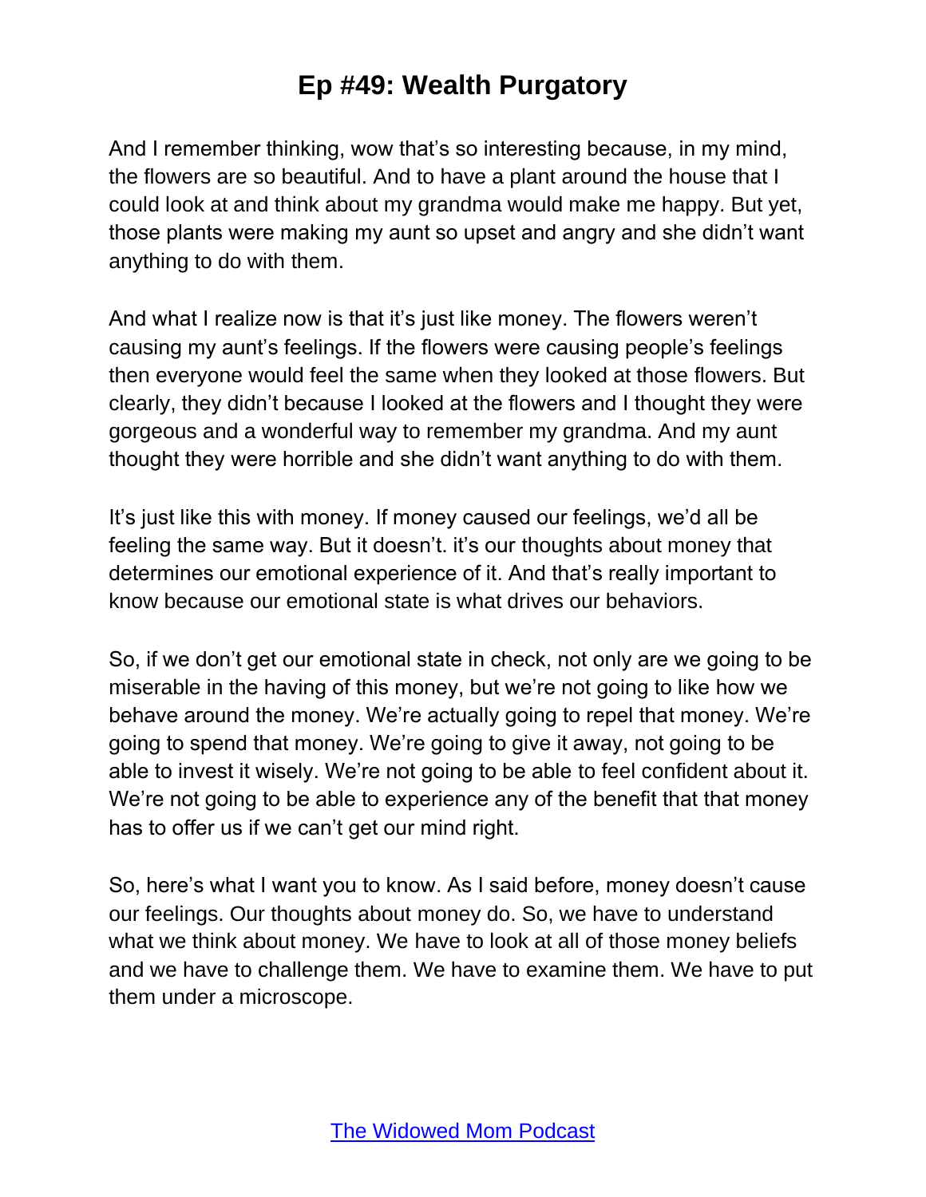And I remember thinking, wow that's so interesting because, in my mind, the flowers are so beautiful. And to have a plant around the house that I could look at and think about my grandma would make me happy. But yet, those plants were making my aunt so upset and angry and she didn't want anything to do with them.

And what I realize now is that it's just like money. The flowers weren't causing my aunt's feelings. If the flowers were causing people's feelings then everyone would feel the same when they looked at those flowers. But clearly, they didn't because I looked at the flowers and I thought they were gorgeous and a wonderful way to remember my grandma. And my aunt thought they were horrible and she didn't want anything to do with them.

It's just like this with money. If money caused our feelings, we'd all be feeling the same way. But it doesn't. it's our thoughts about money that determines our emotional experience of it. And that's really important to know because our emotional state is what drives our behaviors.

So, if we don't get our emotional state in check, not only are we going to be miserable in the having of this money, but we're not going to like how we behave around the money. We're actually going to repel that money. We're going to spend that money. We're going to give it away, not going to be able to invest it wisely. We're not going to be able to feel confident about it. We're not going to be able to experience any of the benefit that that money has to offer us if we can't get our mind right.

So, here's what I want you to know. As I said before, money doesn't cause our feelings. Our thoughts about money do. So, we have to understand what we think about money. We have to look at all of those money beliefs and we have to challenge them. We have to examine them. We have to put them under a microscope.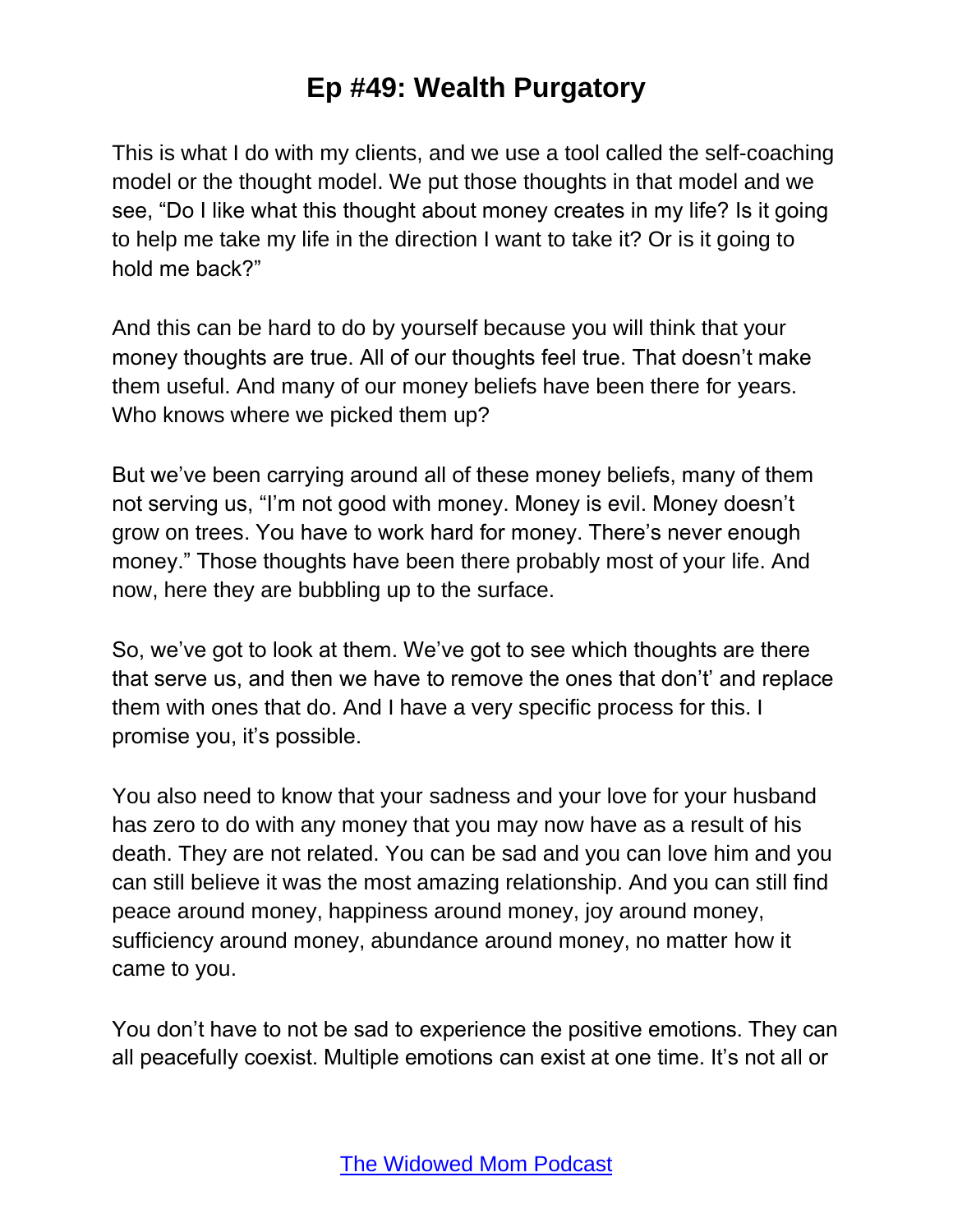This is what I do with my clients, and we use a tool called the self-coaching model or the thought model. We put those thoughts in that model and we see, "Do I like what this thought about money creates in my life? Is it going to help me take my life in the direction I want to take it? Or is it going to hold me back?"

And this can be hard to do by yourself because you will think that your money thoughts are true. All of our thoughts feel true. That doesn't make them useful. And many of our money beliefs have been there for years. Who knows where we picked them up?

But we've been carrying around all of these money beliefs, many of them not serving us, "I'm not good with money. Money is evil. Money doesn't grow on trees. You have to work hard for money. There's never enough money." Those thoughts have been there probably most of your life. And now, here they are bubbling up to the surface.

So, we've got to look at them. We've got to see which thoughts are there that serve us, and then we have to remove the ones that don't' and replace them with ones that do. And I have a very specific process for this. I promise you, it's possible.

You also need to know that your sadness and your love for your husband has zero to do with any money that you may now have as a result of his death. They are not related. You can be sad and you can love him and you can still believe it was the most amazing relationship. And you can still find peace around money, happiness around money, joy around money, sufficiency around money, abundance around money, no matter how it came to you.

You don't have to not be sad to experience the positive emotions. They can all peacefully coexist. Multiple emotions can exist at one time. It's not all or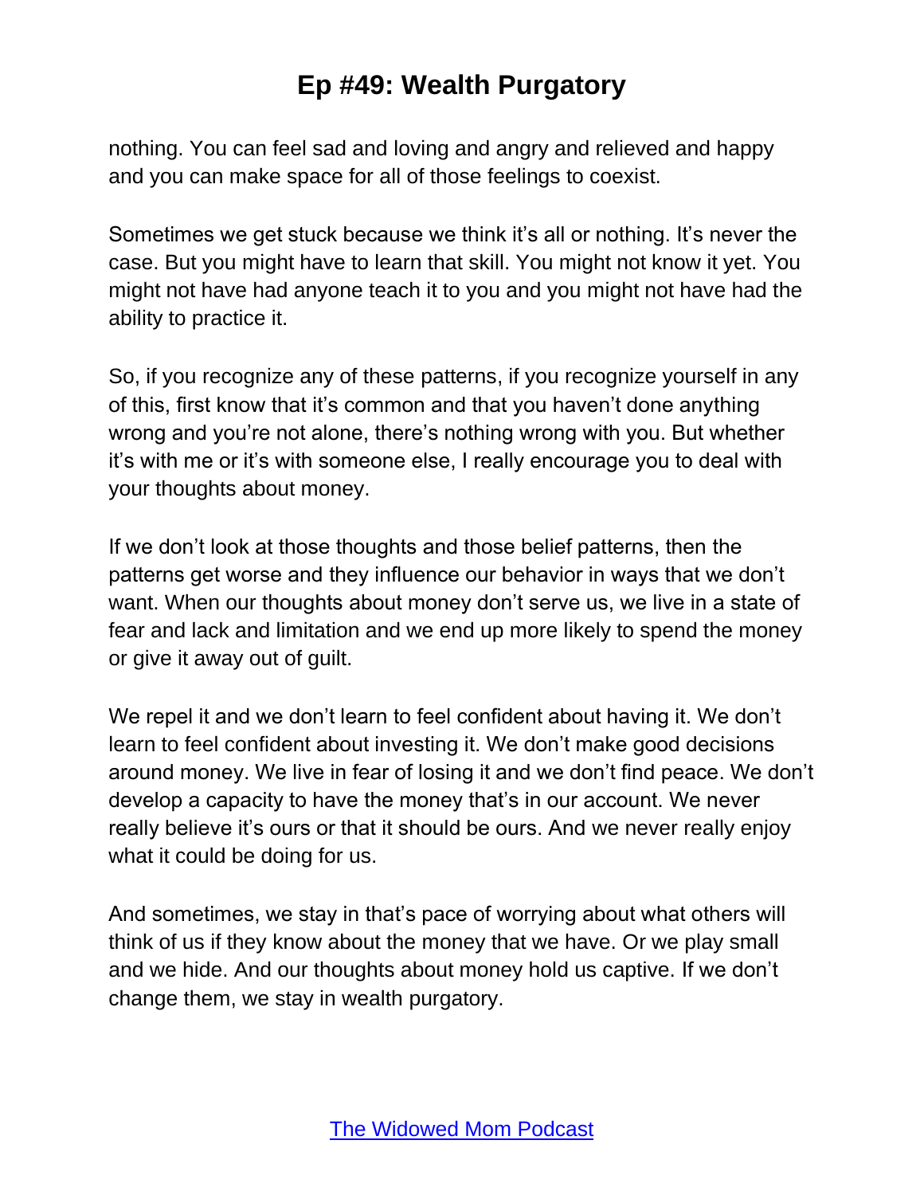nothing. You can feel sad and loving and angry and relieved and happy and you can make space for all of those feelings to coexist.

Sometimes we get stuck because we think it's all or nothing. It's never the case. But you might have to learn that skill. You might not know it yet. You might not have had anyone teach it to you and you might not have had the ability to practice it.

So, if you recognize any of these patterns, if you recognize yourself in any of this, first know that it's common and that you haven't done anything wrong and you're not alone, there's nothing wrong with you. But whether it's with me or it's with someone else, I really encourage you to deal with your thoughts about money.

If we don't look at those thoughts and those belief patterns, then the patterns get worse and they influence our behavior in ways that we don't want. When our thoughts about money don't serve us, we live in a state of fear and lack and limitation and we end up more likely to spend the money or give it away out of guilt.

We repel it and we don't learn to feel confident about having it. We don't learn to feel confident about investing it. We don't make good decisions around money. We live in fear of losing it and we don't find peace. We don't develop a capacity to have the money that's in our account. We never really believe it's ours or that it should be ours. And we never really enjoy what it could be doing for us.

And sometimes, we stay in that's pace of worrying about what others will think of us if they know about the money that we have. Or we play small and we hide. And our thoughts about money hold us captive. If we don't change them, we stay in wealth purgatory.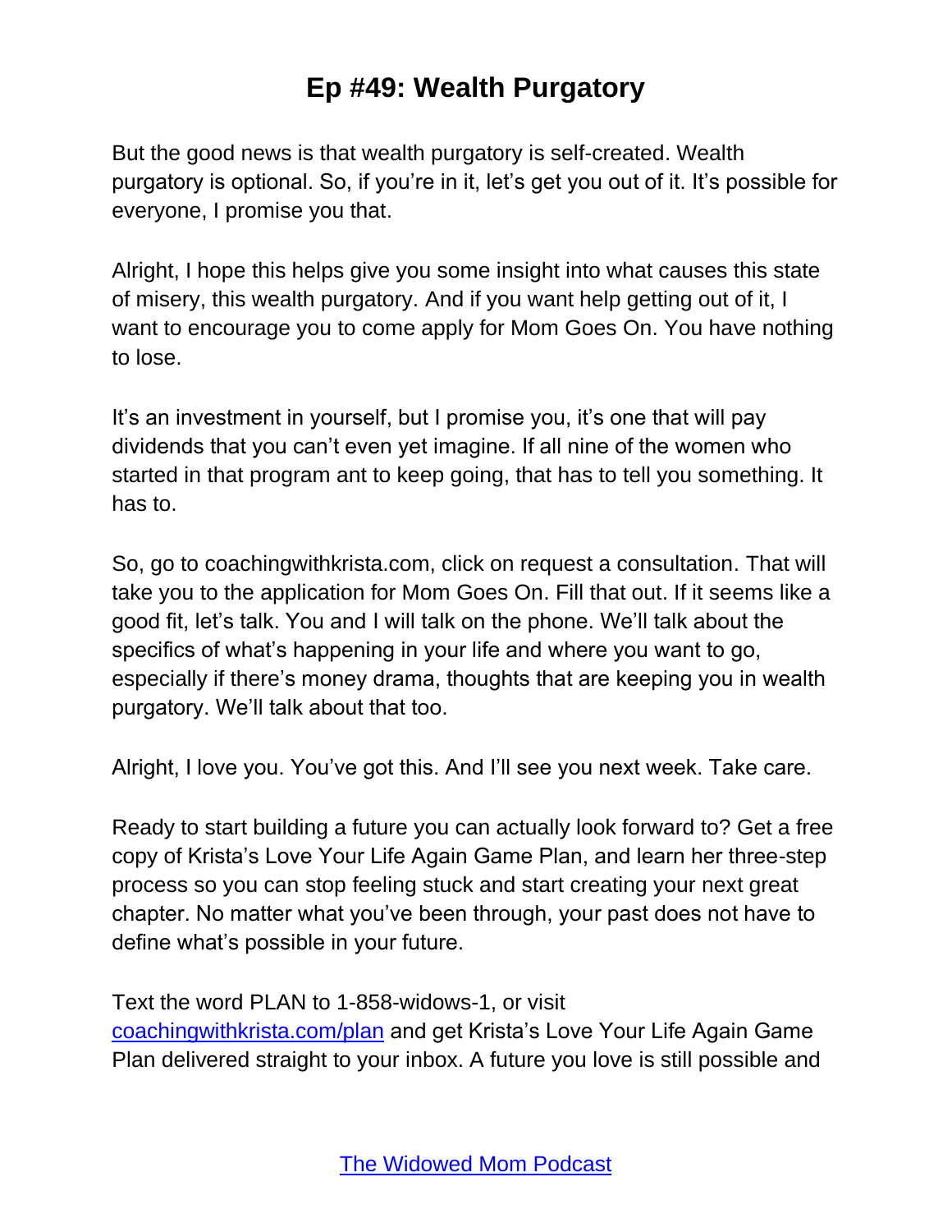But the good news is that wealth purgatory is self-created. Wealth purgatory is optional. So, if you're in it, let's get you out of it. It's possible for everyone, I promise you that.

Alright, I hope this helps give you some insight into what causes this state of misery, this wealth purgatory. And if you want help getting out of it, I want to encourage you to come apply for Mom Goes On. You have nothing to lose.

It's an investment in yourself, but I promise you, it's one that will pay dividends that you can't even yet imagine. If all nine of the women who started in that program ant to keep going, that has to tell you something. It has to.

So, go to coachingwithkrista.com, click on request a consultation. That will take you to the application for Mom Goes On. Fill that out. If it seems like a good fit, let's talk. You and I will talk on the phone. We'll talk about the specifics of what's happening in your life and where you want to go, especially if there's money drama, thoughts that are keeping you in wealth purgatory. We'll talk about that too.

Alright, I love you. You've got this. And I'll see you next week. Take care.

Ready to start building a future you can actually look forward to? Get a free copy of Krista's Love Your Life Again Game Plan, and learn her three-step process so you can stop feeling stuck and start creating your next great chapter. No matter what you've been through, your past does not have to define what's possible in your future.

Text the word PLAN to 1-858-widows-1, or visit [coachingwithkrista.com/plan](coachingwithkrista.com/plan) and get Krista's Love Your Life Again Game Plan delivered straight to your inbox. A future you love is still possible and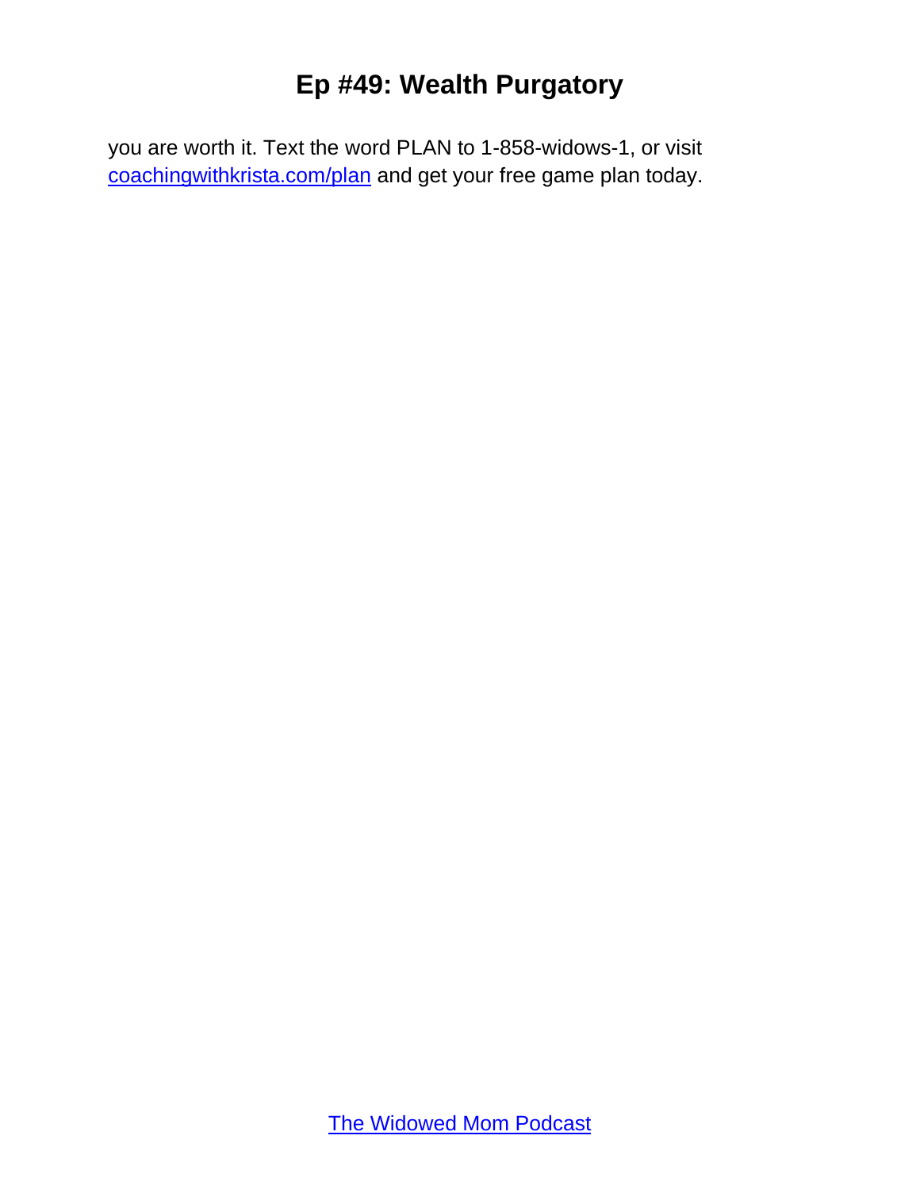you are worth it. Text the word PLAN to 1-858-widows-1, or visit coachingwithkrista.com/plan and get your free game plan today.